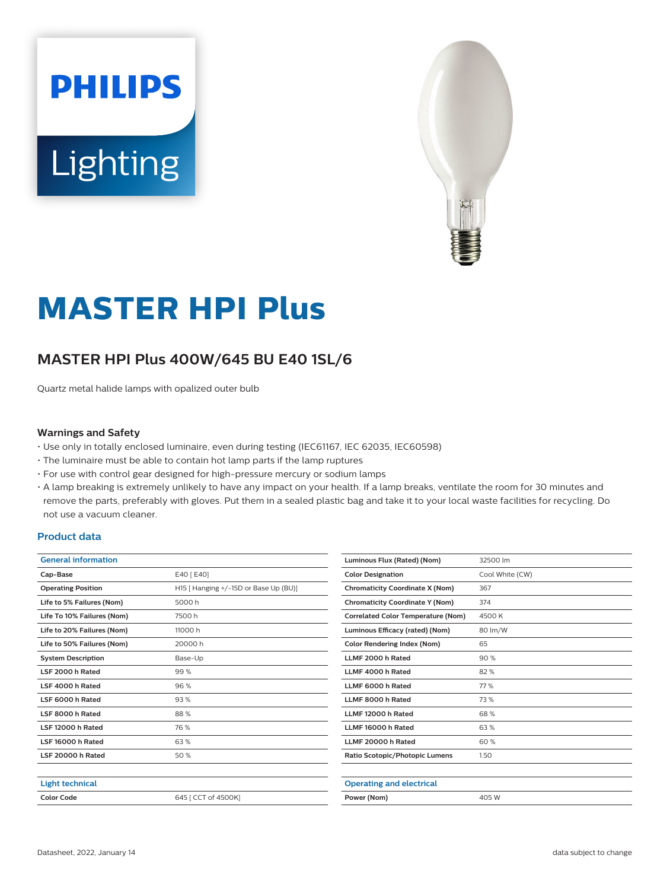# MASTER HPI Plus

## MASTER HPI Plus 400W/645 BU E40 1SL/6

Quartz metal halide lamps with opalized outer bulb

### Warnings and Safety

- Use only in totally enclosed luminaire, even during testing (IEC61167, IEC 62035, IEC60598)
- The luminaire must be able to contain hot lamp parts if the lamp ruptures
- For use with control gear designed for high-pressure mercury or sodium lamps
- A lamp breaking is extremely unlikely to have any impact on your health. If a lamp breaks, ventilate the room for 30 minutes and remove the parts, preferably with gloves. Put them in a sealed plastic bag and take it to your local waste facilities for recycling. Do not use a vacuum cleaner.

### Product data

| General information | |
|---|---|
| Cap-Base | E40 [ E40] |
| Operating Position | H15 [ Hanging +/-15D or Base Up (BU)] |
| Life to 5% Failures (Nom) | 5000 h |
| Life To 10% Failures (Nom) | 7500 h |
| Life to 20% Failures (Nom) | 11000 h |
| Life to 50% Failures (Nom) | 20000 h |
| System Description | Base-Up |
| LSF 2000 h Rated | 99 % |
| LSF 4000 h Rated | 96 % |
| LSF 6000 h Rated | 93 % |
| LSF 8000 h Rated | 88 % |
| LSF 12000 h Rated | 76 % |
| LSF 16000 h Rated | 63 % |
| LSF 20000 h Rated | 50 % |

| Light technical | |
|---|---|
| Color Code | 645 [ CCT of 4500K] |
| Luminous Flux (Rated) (Nom) | 32500 lm |
| Color Designation | Cool White (CW) |
| Chromaticity Coordinate X (Nom) | 367 |
| Chromaticity Coordinate Y (Nom) | 374 |
| Correlated Color Temperature (Nom) | 4500 K |
| Luminous Efficacy (rated) (Nom) | 80 lm/W |
| Color Rendering Index (Nom) | 65 |
| LLMF 2000 h Rated | 90 % |
| LLMF 4000 h Rated | 82 % |
| LLMF 6000 h Rated | 77 % |
| LLMF 8000 h Rated | 73 % |
| LLMF 12000 h Rated | 68 % |
| LLMF 16000 h Rated | 63 % |
| LLMF 20000 h Rated | 60 % |
| Ratio Scotopic/Photopic Lumens | 1.50 |

| Operating and electrical | |
|---|---|
| Power (Nom) | 405 W |

Datasheet, 2022, January 14

data subject to change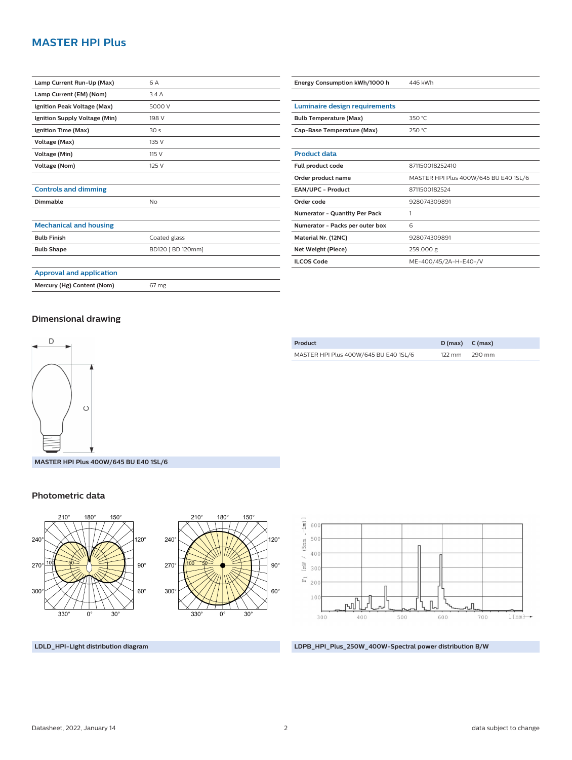# MASTER HPI Plus

| | |
|---|---|
| Lamp Current Run-Up (Max) | 6 A |
| Lamp Current (EM) (Nom) | 3.4 A |
| Ignition Peak Voltage (Max) | 5000 V |
| Ignition Supply Voltage (Min) | 198 V |
| Ignition Time (Max) | 30 s |
| Voltage (Max) | 135 V |
| Voltage (Min) | 115 V |
| Voltage (Nom) | 125 V |

## Controls and dimming

| | |
|---|---|
| Dimmable | No |

## Mechanical and housing

| | |
|---|---|
| Bulb Finish | Coated glass |
| Bulb Shape | BD120 [ BD 120mm] |

## Approval and application

| | |
|---|---|
| Mercury (Hg) Content (Nom) | 67 mg |
| Energy Consumption kWh/1000 h | 446 kWh |

## Luminaire design requirements

| | |
|---|---|
| Bulb Temperature (Max) | 350 °C |
| Cap-Base Temperature (Max) | 250 °C |

## Product data

| | |
|---|---|
| Full product code | 871150018252410 |
| Order product name | MASTER HPI Plus 400W/645 BU E40 1SL/6 |
| EAN/UPC - Product | 8711500182524 |
| Order code | 928074309891 |
| Numerator - Quantity Per Pack | 1 |
| Numerator - Packs per outer box | 6 |
| Material Nr. (12NC) | 928074309891 |
| Net Weight (Piece) | 259.000 g |
| ILCOS Code | ME-400/45/2A-H-E40-/V |

## Dimensional drawing

MASTER HPI Plus 400W/645 BU E40 1SL/6

| Product | D (max) | C (max) |
|---|---|---|
| MASTER HPI Plus 400W/645 BU E40 1SL/6 | 122 mm | 290 mm |

## Photometric data

LDLD_HPI-Light distribution diagram

LDPB_HPI_Plus_250W_400W-Spectral power distribution B/W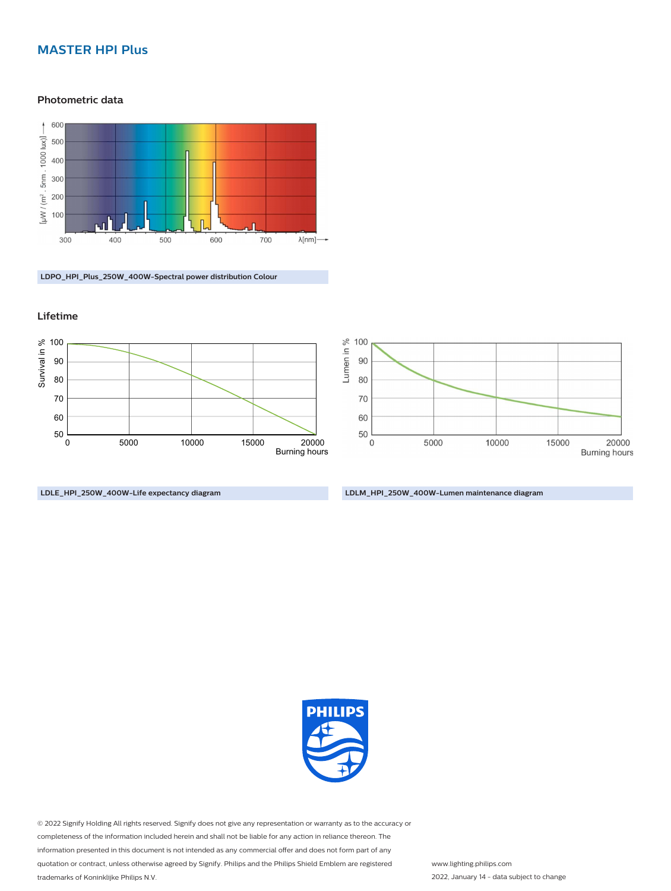# MASTER HPI Plus

## Photometric data

[μW / (m². 5nm . 1000 lux)]

600
500
400
300
200
100

300
400
500
600
700
λ[nm]

LDPO_HPI_Plus_250W_400W-Spectral power distribution Colour

## Lifetime

Survival in %

100
90
80
70
60
50

0
5000
10000
15000
20000
Burning hours

LDLE_HPI_250W_400W-Life expectancy diagram

Lumen in %

100
90
80
70
60
50

0
5000
10000
15000
20000
Burning hours

LDLM_HPI_250W_400W-Lumen maintenance diagram

© 2022 Signify Holding All rights reserved. Signify does not give any representation or warranty as to the accuracy or completeness of the information included herein and shall not be liable for any action in reliance thereon. The information presented in this document is not intended as any commercial offer and does not form part of any quotation or contract, unless otherwise agreed by Signify. Philips and the Philips Shield Emblem are registered trademarks of Koninklijke Philips N.V.

www.lighting.philips.com

2022, January 14 - data subject to change